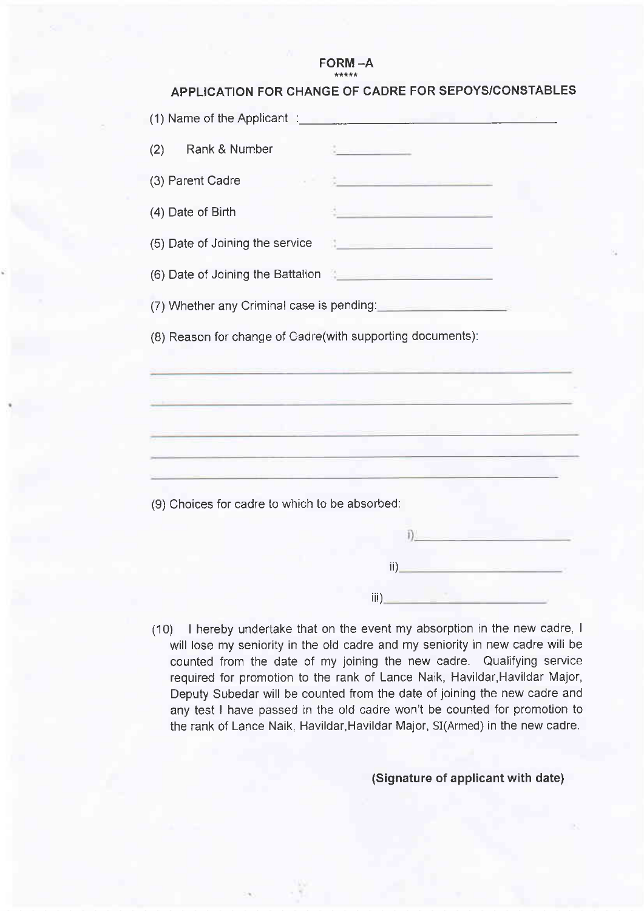# FORM –A

\*\*\*\*\*

## APPLICATION FOR CHANGE OF CADRE FOR SEPOYS/CONSTABLES

(1) Name of the Applicant : ____________________________________

(2) Rank & Number : __________

(3) Parent Cadre : ______________________

(4) Date of Birth : ______________________

(5) Date of Joining the service : ______________________

(6) Date of Joining the Battalion : ______________________

(7) Whether any Criminal case is pending: __________________

(8) Reason for change of Cadre(with supporting documents):

______________________________________________________________

______________________________________________________________

______________________________________________________________

______________________________________________________________

______________________________________________________________

(9) Choices for cadre to which to be absorbed:

i) ______________________

ii) ______________________

iii) ______________________

(10) I hereby undertake that on the event my absorption in the new cadre, I will lose my seniority in the old cadre and my seniority in new cadre will be counted from the date of my joining the new cadre. Qualifying service required for promotion to the rank of Lance Naik, Havildar,Havildar Major, Deputy Subedar will be counted from the date of joining the new cadre and any test I have passed in the old cadre won't be counted for promotion to the rank of Lance Naik, Havildar,Havildar Major, SI(Armed) in the new cadre.

**(Signature of applicant with date)**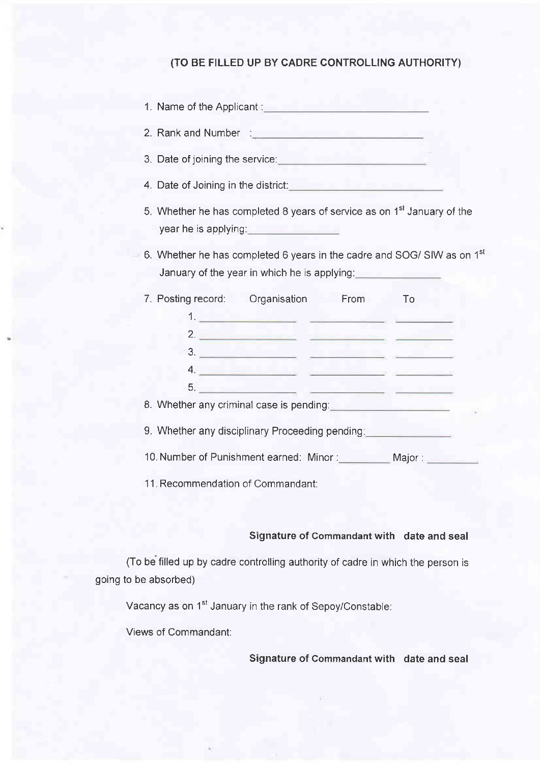### (TO BE FILLED UP BY CADRE CONTROLLING AUTHORITY)

1. Name of the Applicant : ____________________________
2. Rank and Number : ____________________________
3. Date of joining the service: ____________________________
4. Date of Joining in the district: ____________________________
5. Whether he has completed 8 years of service as on 1st January of the year he is applying: ________________
6. Whether he has completed 6 years in the cadre and SOG/ SIW as on 1st January of the year in which he is applying: ________________
7. Posting record:

| | Organisation | From | To |
|---|---|---|---|
| 1. | ________________ | ______________ | __________ |
| 2. | ________________ | ______________ | __________ |
| 3. | ________________ | ______________ | __________ |
| 4. | ________________ | ______________ | __________ |
| 5. | ________________ | ______________ | __________ |

8. Whether any criminal case is pending: ____________________
9. Whether any disciplinary Proceeding pending: ______________
10. Number of Punishment earned: Minor : _________ Major : _________
11. Recommendation of Commandant:

**Signature of Commandant with date and seal**

(To be filled up by cadre controlling authority of cadre in which the person is going to be absorbed)

Vacancy as on 1st January in the rank of Sepoy/Constable:

Views of Commandant:

**Signature of Commandant with date and seal**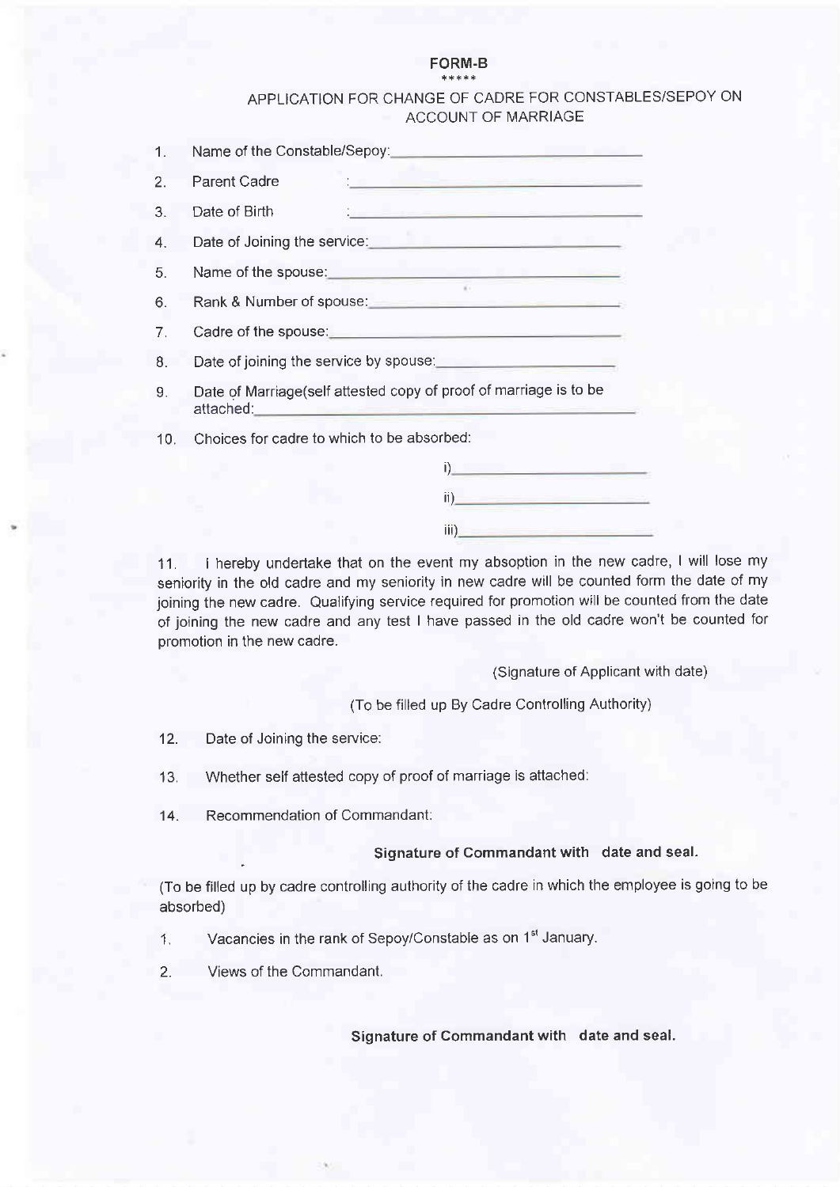# FORM-B

\*\*\*\*\*

## APPLICATION FOR CHANGE OF CADRE FOR CONSTABLES/SEPOY ON ACCOUNT OF MARRIAGE

1. Name of the Constable/Sepoy: ______________________________
2. Parent Cadre : ______________________________
3. Date of Birth : ______________________________
4. Date of Joining the service: ______________________________
5. Name of the spouse: ______________________________
6. Rank & Number of spouse: ______________________________
7. Cadre of the spouse: ______________________________
8. Date of joining the service by spouse: ____________________
9. Date of Marriage(self attested copy of proof of marriage is to be attached: ______________________________
10. Choices for cadre to which to be absorbed:

    i) ______________________

    ii) ______________________

    iii) ______________________

11. I hereby undertake that on the event my absoption in the new cadre, I will lose my seniority in the old cadre and my seniority in new cadre will be counted form the date of my joining the new cadre. Qualifying service required for promotion will be counted from the date of joining the new cadre and any test I have passed in the old cadre won't be counted for promotion in the new cadre.

(Signature of Applicant with date)

(To be filled up By Cadre Controlling Authority)

12. Date of Joining the service:
13. Whether self attested copy of proof of marriage is attached:
14. Recommendation of Commandant:

**Signature of Commandant with date and seal.**

(To be filled up by cadre controlling authority of the cadre in which the employee is going to be absorbed)

1. Vacancies in the rank of Sepoy/Constable as on 1st January.
2. Views of the Commandant.

**Signature of Commandant with date and seal.**